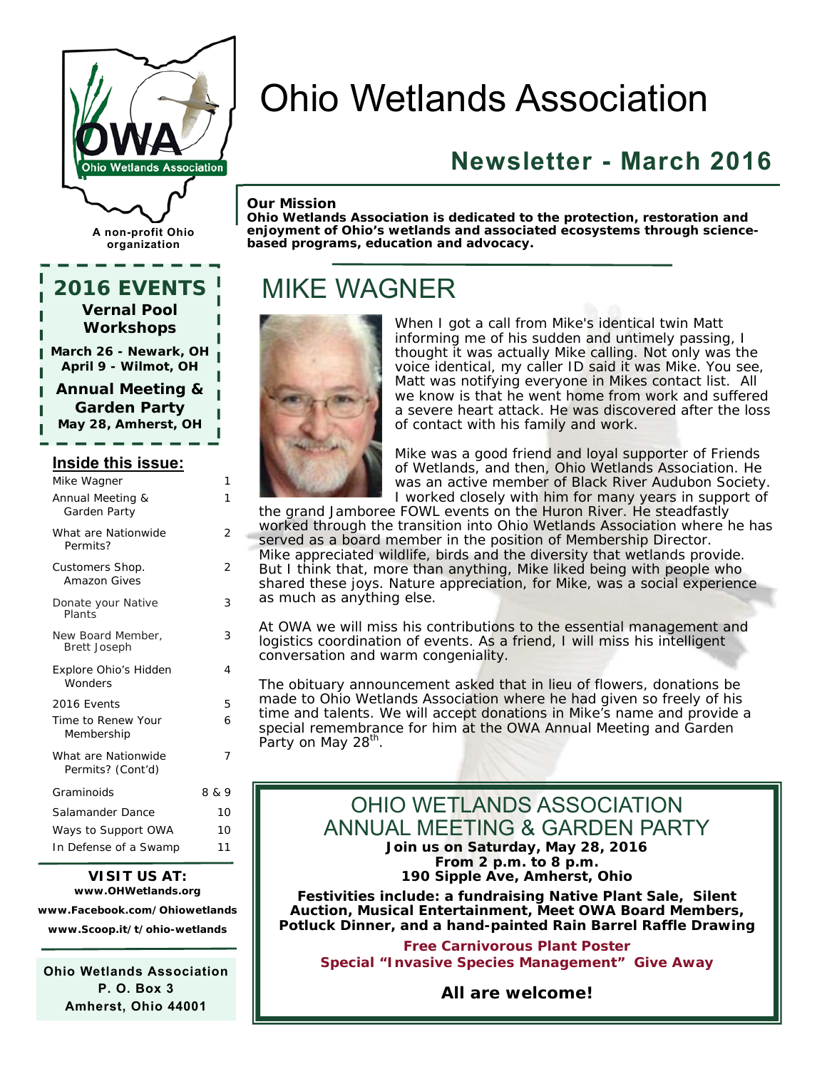# Ohio Wetlands Association

## Newsletter - March 2016

A non-profit Ohio organization

**Our Mission**
**Ohio Wetlands Association is dedicated to the protection, restoration and enjoyment of Ohio's wetlands and associated ecosystems through science-based programs, education and advocacy.**

## MIKE WAGNER

When I got a call from Mike's identical twin Matt informing me of his sudden and untimely passing, I thought it was actually Mike calling. Not only was the voice identical, my caller ID said it was Mike. You see, Matt was notifying everyone in Mikes contact list. All we know is that he went home from work and suffered a severe heart attack. He was discovered after the loss of contact with his family and work.

Mike was a good friend and loyal supporter of Friends of Wetlands, and then, Ohio Wetlands Association. He was an active member of Black River Audubon Society. I worked closely with him for many years in support of the grand Jamboree FOWL events on the Huron River. He steadfastly worked through the transition into Ohio Wetlands Association where he has served as a board member in the position of Membership Director. Mike appreciated wildlife, birds and the diversity that wetlands provide. But I think that, more than anything, Mike liked being with people who shared these joys. Nature appreciation, for Mike, was a social experience as much as anything else.

At OWA we will miss his contributions to the essential management and logistics coordination of events. As a friend, I will miss his intelligent conversation and warm congeniality.

The obituary announcement asked that in lieu of flowers, donations be made to Ohio Wetlands Association where he had given so freely of his time and talents. We will accept donations in Mike's name and provide a special remembrance for him at the OWA Annual Meeting and Garden Party on May 28th.

## OHIO WETLANDS ASSOCIATION ANNUAL MEETING & GARDEN PARTY

**Join us on Saturday, May 28, 2016**
**From 2 p.m. to 8 p.m.**
**190 Sipple Ave, Amherst, Ohio**

**Festivities include: a fundraising Native Plant Sale, Silent Auction, Musical Entertainment, Meet OWA Board Members, Potluck Dinner, and a hand-painted Rain Barrel Raffle Drawing**

**Free Carnivorous Plant Poster**
**Special "Invasive Species Management" Give Away**

**All are welcome!**

---

## 2016 EVENTS

**Vernal Pool Workshops**

**March 26 - Newark, OH**
**April 9 - Wilmot, OH**

**Annual Meeting & Garden Party**
**May 28, Amherst, OH**

### Inside this issue:

| | |
|---|---|
| Mike Wagner | 1 |
| Annual Meeting & Garden Party | 1 |
| What are Nationwide Permits? | 2 |
| Customers Shop. Amazon Gives | 2 |
| Donate your Native Plants | 3 |
| New Board Member, Brett Joseph | 3 |
| Explore Ohio's Hidden Wonders | 4 |
| 2016 Events | 5 |
| Time to Renew Your Membership | 6 |
| What are Nationwide Permits? (Cont'd) | 7 |
| Graminoids | 8 & 9 |
| Salamander Dance | 10 |
| Ways to Support OWA | 10 |
| In Defense of a Swamp | 11 |

**VISIT US AT:**
**www.OHWetlands.org**
**www.Facebook.com/Ohiowetlands**
**www.Scoop.it/t/ohio-wetlands**

**Ohio Wetlands Association**
**P. O. Box 3**
**Amherst, Ohio 44001**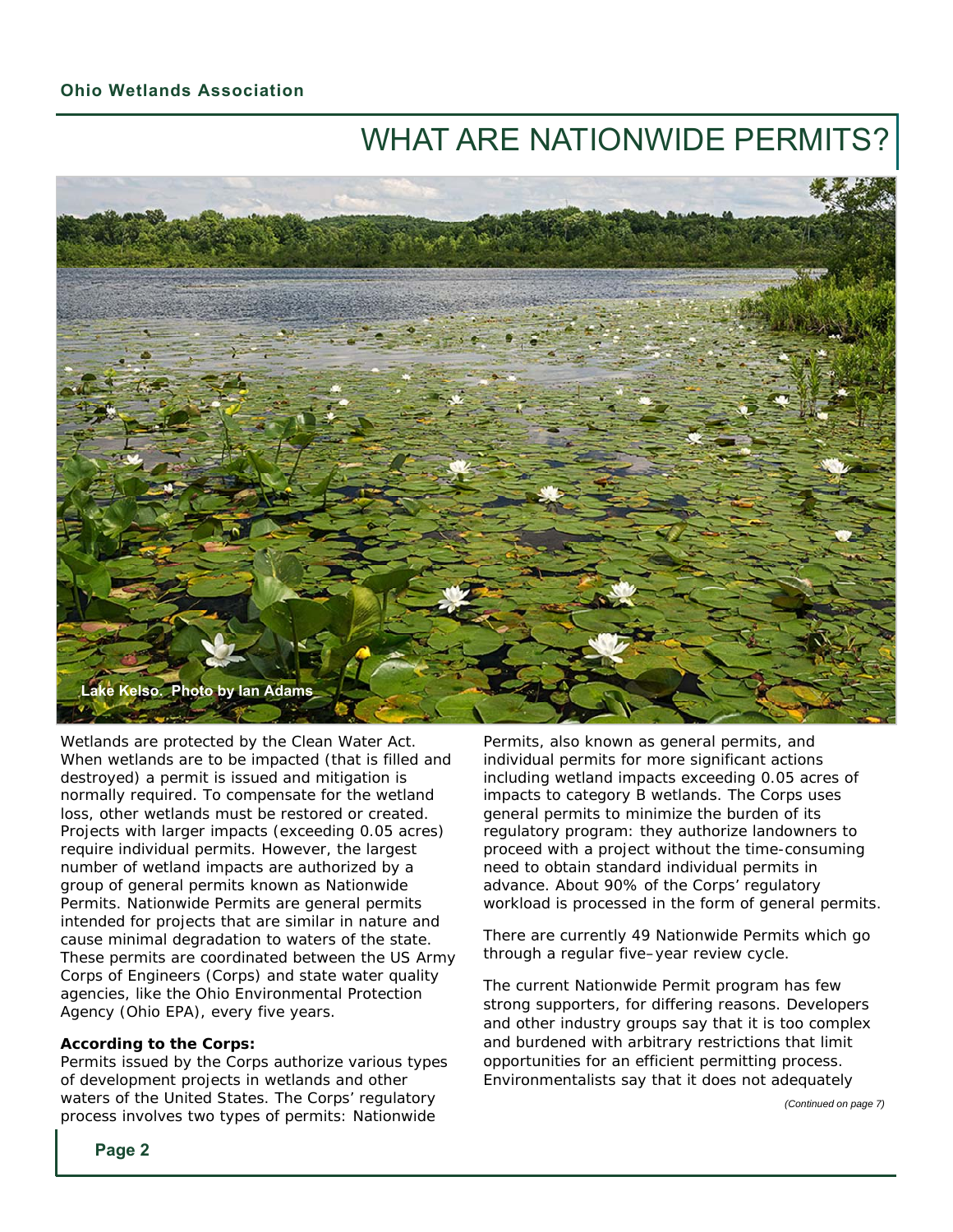# WHAT ARE NATIONWIDE PERMITS?

Lake Kelso. Photo by Ian Adams

Wetlands are protected by the Clean Water Act. When wetlands are to be impacted (that is filled and destroyed) a permit is issued and mitigation is normally required. To compensate for the wetland loss, other wetlands must be restored or created. Projects with larger impacts (exceeding 0.05 acres) require individual permits. However, the largest number of wetland impacts are authorized by a group of general permits known as Nationwide Permits. Nationwide Permits are general permits intended for projects that are similar in nature and cause minimal degradation to waters of the state. These permits are coordinated between the US Army Corps of Engineers (Corps) and state water quality agencies, like the Ohio Environmental Protection Agency (Ohio EPA), every five years.

**According to the Corps:**

Permits issued by the Corps authorize various types of development projects in wetlands and other waters of the United States. The Corps' regulatory process involves two types of permits: Nationwide Permits, also known as general permits, and individual permits for more significant actions including wetland impacts exceeding 0.05 acres of impacts to category B wetlands. The Corps uses general permits to minimize the burden of its regulatory program: they authorize landowners to proceed with a project without the time-consuming need to obtain standard individual permits in advance. About 90% of the Corps' regulatory workload is processed in the form of general permits.

There are currently 49 Nationwide Permits which go through a regular five–year review cycle.

The current Nationwide Permit program has few strong supporters, for differing reasons. Developers and other industry groups say that it is too complex and burdened with arbitrary restrictions that limit opportunities for an efficient permitting process. Environmentalists say that it does not adequately

*(Continued on page 7)*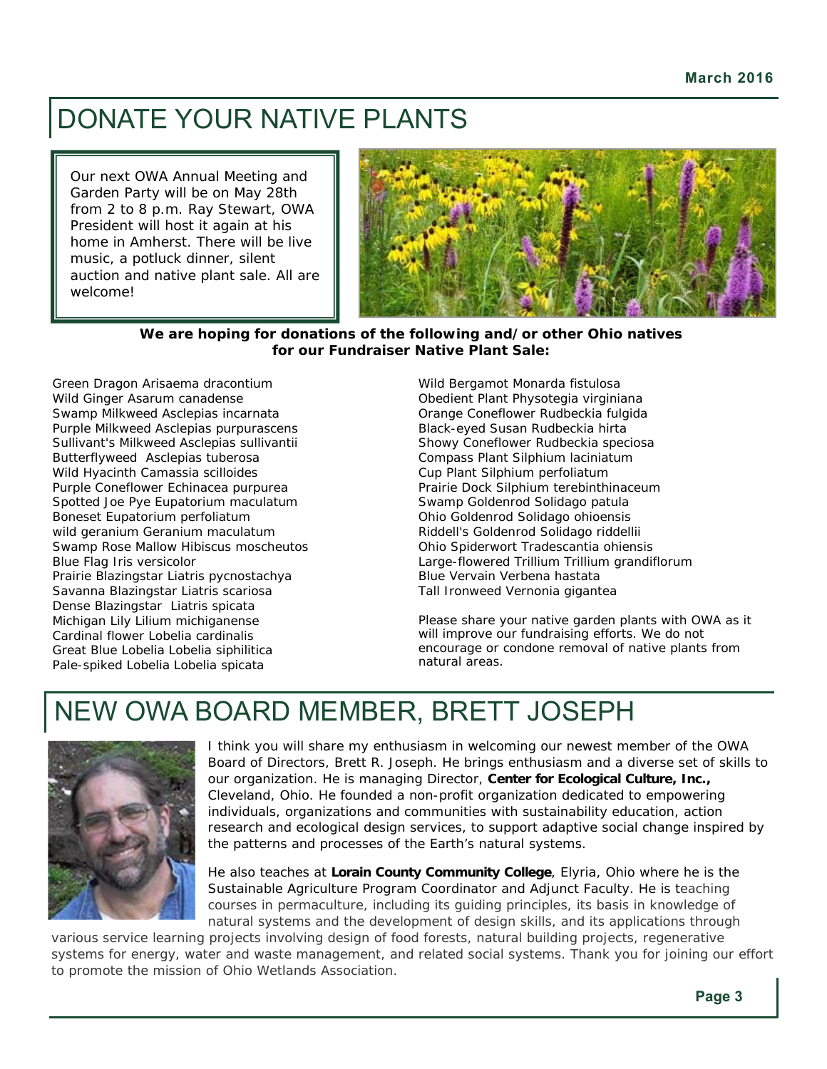# DONATE YOUR NATIVE PLANTS

Our next OWA Annual Meeting and Garden Party will be on May 28th from 2 to 8 p.m. Ray Stewart, OWA President will host it again at his home in Amherst. There will be live music, a potluck dinner, silent auction and native plant sale. All are welcome!

**We are hoping for donations of the following and/or other Ohio natives for our Fundraiser Native Plant Sale:**

Green Dragon Arisaema dracontium
Wild Ginger Asarum canadense
Swamp Milkweed Asclepias incarnata
Purple Milkweed Asclepias purpurascens
Sullivant's Milkweed Asclepias sullivantii
Butterflyweed Asclepias tuberosa
Wild Hyacinth Camassia scilloides
Purple Coneflower Echinacea purpurea
Spotted Joe Pye Eupatorium maculatum
Boneset Eupatorium perfoliatum
wild geranium Geranium maculatum
Swamp Rose Mallow Hibiscus moscheutos
Blue Flag Iris versicolor
Prairie Blazingstar Liatris pycnostachya
Savanna Blazingstar Liatris scariosa
Dense Blazingstar Liatris spicata
Michigan Lily Lilium michiganense
Cardinal flower Lobelia cardinalis
Great Blue Lobelia Lobelia siphilitica
Pale-spiked Lobelia Lobelia spicata
Wild Bergamot Monarda fistulosa
Obedient Plant Physotegia virginiana
Orange Coneflower Rudbeckia fulgida
Black-eyed Susan Rudbeckia hirta
Showy Coneflower Rudbeckia speciosa
Compass Plant Silphium laciniatum
Cup Plant Silphium perfoliatum
Prairie Dock Silphium terebinthinaceum
Swamp Goldenrod Solidago patula
Ohio Goldenrod Solidago ohioensis
Riddell's Goldenrod Solidago riddellii
Ohio Spiderwort Tradescantia ohiensis
Large-flowered Trillium Trillium grandiflorum
Blue Vervain Verbena hastata
Tall Ironweed Vernonia gigantea

Please share your native garden plants with OWA as it will improve our fundraising efforts. We do not encourage or condone removal of native plants from natural areas.

# NEW OWA BOARD MEMBER, BRETT JOSEPH

I think you will share my enthusiasm in welcoming our newest member of the OWA Board of Directors, Brett R. Joseph. He brings enthusiasm and a diverse set of skills to our organization. He is managing Director, **Center for Ecological Culture, Inc.,** Cleveland, Ohio. He founded a non-profit organization dedicated to empowering individuals, organizations and communities with sustainability education, action research and ecological design services, to support adaptive social change inspired by the patterns and processes of the Earth's natural systems.

He also teaches at **Lorain County Community College**, Elyria, Ohio where he is the Sustainable Agriculture Program Coordinator and Adjunct Faculty. He is teaching courses in permaculture, including its guiding principles, its basis in knowledge of natural systems and the development of design skills, and its applications through various service learning projects involving design of food forests, natural building projects, regenerative systems for energy, water and waste management, and related social systems. Thank you for joining our effort to promote the mission of Ohio Wetlands Association.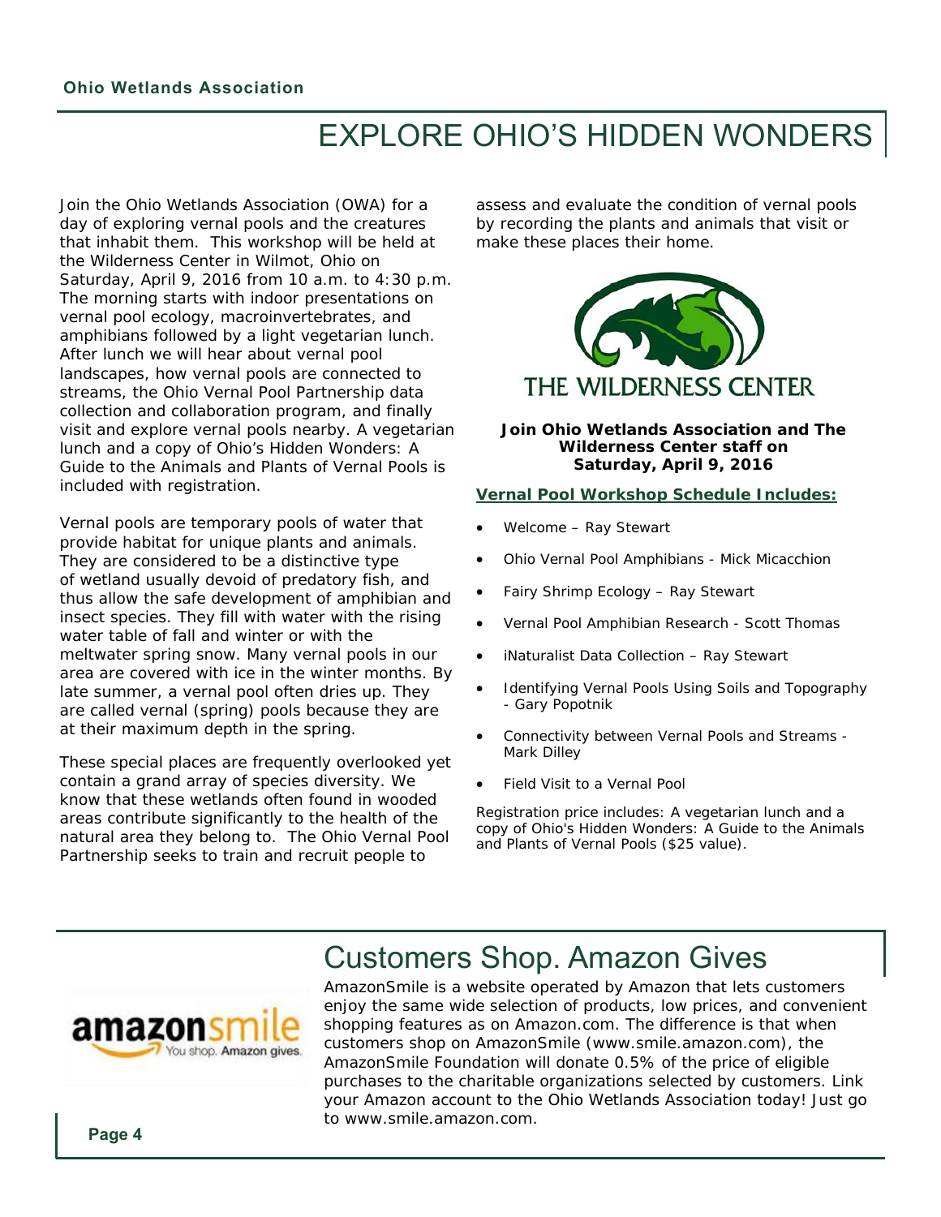# EXPLORE OHIO'S HIDDEN WONDERS

Join the Ohio Wetlands Association (OWA) for a day of exploring vernal pools and the creatures that inhabit them. This workshop will be held at the Wilderness Center in Wilmot, Ohio on Saturday, April 9, 2016 from 10 a.m. to 4:30 p.m. The morning starts with indoor presentations on vernal pool ecology, macroinvertebrates, and amphibians followed by a light vegetarian lunch. After lunch we will hear about vernal pool landscapes, how vernal pools are connected to streams, the Ohio Vernal Pool Partnership data collection and collaboration program, and finally visit and explore vernal pools nearby. A vegetarian lunch and a copy of Ohio's Hidden Wonders: A Guide to the Animals and Plants of Vernal Pools is included with registration.

Vernal pools are temporary pools of water that provide habitat for unique plants and animals. They are considered to be a distinctive type of wetland usually devoid of predatory fish, and thus allow the safe development of amphibian and insect species. They fill with water with the rising water table of fall and winter or with the meltwater spring snow. Many vernal pools in our area are covered with ice in the winter months. By late summer, a vernal pool often dries up. They are called vernal (spring) pools because they are at their maximum depth in the spring.

These special places are frequently overlooked yet contain a grand array of species diversity. We know that these wetlands often found in wooded areas contribute significantly to the health of the natural area they belong to. The Ohio Vernal Pool Partnership seeks to train and recruit people to assess and evaluate the condition of vernal pools by recording the plants and animals that visit or make these places their home.

THE WILDERNESS CENTER

**Join Ohio Wetlands Association and The Wilderness Center staff on Saturday, April 9, 2016**

**Vernal Pool Workshop Schedule Includes:**

- Welcome – Ray Stewart
- Ohio Vernal Pool Amphibians - Mick Micacchion
- Fairy Shrimp Ecology – Ray Stewart
- Vernal Pool Amphibian Research - Scott Thomas
- iNaturalist Data Collection – Ray Stewart
- Identifying Vernal Pools Using Soils and Topography - Gary Popotnik
- Connectivity between Vernal Pools and Streams - Mark Dilley
- Field Visit to a Vernal Pool

Registration price includes: A vegetarian lunch and a copy of Ohio's Hidden Wonders: A Guide to the Animals and Plants of Vernal Pools ($25 value).

# Customers Shop. Amazon Gives

amazonsmile — You shop. Amazon gives.

AmazonSmile is a website operated by Amazon that lets customers enjoy the same wide selection of products, low prices, and convenient shopping features as on Amazon.com. The difference is that when customers shop on AmazonSmile (www.smile.amazon.com), the AmazonSmile Foundation will donate 0.5% of the price of eligible purchases to the charitable organizations selected by customers. Link your Amazon account to the Ohio Wetlands Association today! Just go to www.smile.amazon.com.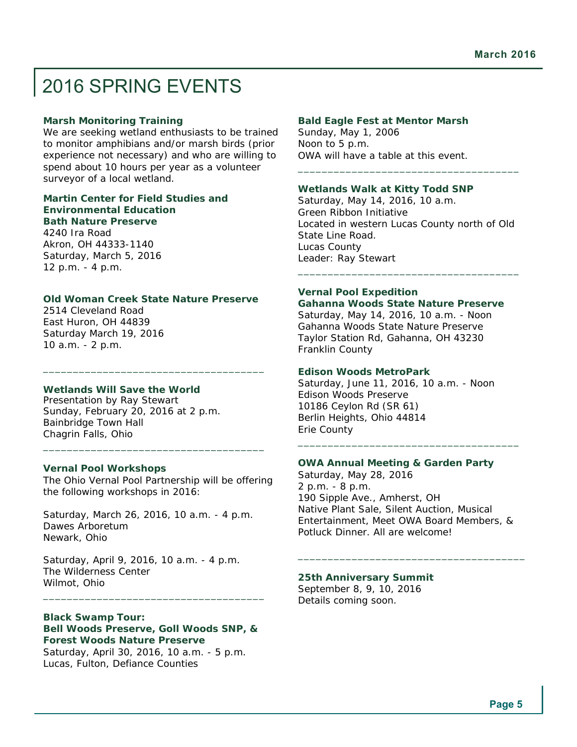# 2016 SPRING EVENTS

**Marsh Monitoring Training**

We are seeking wetland enthusiasts to be trained to monitor amphibians and/or marsh birds (prior experience not necessary) and who are willing to spend about 10 hours per year as a volunteer surveyor of a local wetland.

**Martin Center for Field Studies and Environmental Education**
**Bath Nature Preserve**

4240 Ira Road
Akron, OH 44333-1140
Saturday, March 5, 2016
12 p.m. - 4 p.m.

**Old Woman Creek State Nature Preserve**

2514 Cleveland Road
East Huron, OH 44839
Saturday March 19, 2016
10 a.m. - 2 p.m.

---

**Wetlands Will Save the World**

Presentation by Ray Stewart
Sunday, February 20, 2016 at 2 p.m.
Bainbridge Town Hall
Chagrin Falls, Ohio

---

**Vernal Pool Workshops**

The Ohio Vernal Pool Partnership will be offering the following workshops in 2016:

Saturday, March 26, 2016, 10 a.m. - 4 p.m.
Dawes Arboretum
Newark, Ohio

Saturday, April 9, 2016, 10 a.m. - 4 p.m.
The Wilderness Center
Wilmot, Ohio

---

**Black Swamp Tour:**
**Bell Woods Preserve, Goll Woods SNP, & Forest Woods Nature Preserve**

Saturday, April 30, 2016, 10 a.m. - 5 p.m.
Lucas, Fulton, Defiance Counties

**Bald Eagle Fest at Mentor Marsh**

Sunday, May 1, 2006
Noon to 5 p.m.
OWA will have a table at this event.

---

**Wetlands Walk at Kitty Todd SNP**

Saturday, May 14, 2016, 10 a.m.
Green Ribbon Initiative
Located in western Lucas County north of Old State Line Road.
Lucas County
Leader: Ray Stewart

---

**Vernal Pool Expedition**
**Gahanna Woods State Nature Preserve**

Saturday, May 14, 2016, 10 a.m. - Noon
Gahanna Woods State Nature Preserve
Taylor Station Rd, Gahanna, OH 43230
Franklin County

**Edison Woods MetroPark**

Saturday, June 11, 2016, 10 a.m. - Noon
Edison Woods Preserve
10186 Ceylon Rd (SR 61)
Berlin Heights, Ohio 44814
Erie County

---

**OWA Annual Meeting & Garden Party**

Saturday, May 28, 2016
2 p.m. - 8 p.m.
190 Sipple Ave., Amherst, OH
Native Plant Sale, Silent Auction, Musical Entertainment, Meet OWA Board Members, & Potluck Dinner. All are welcome!

---

**25th Anniversary Summit**

September 8, 9, 10, 2016
Details coming soon.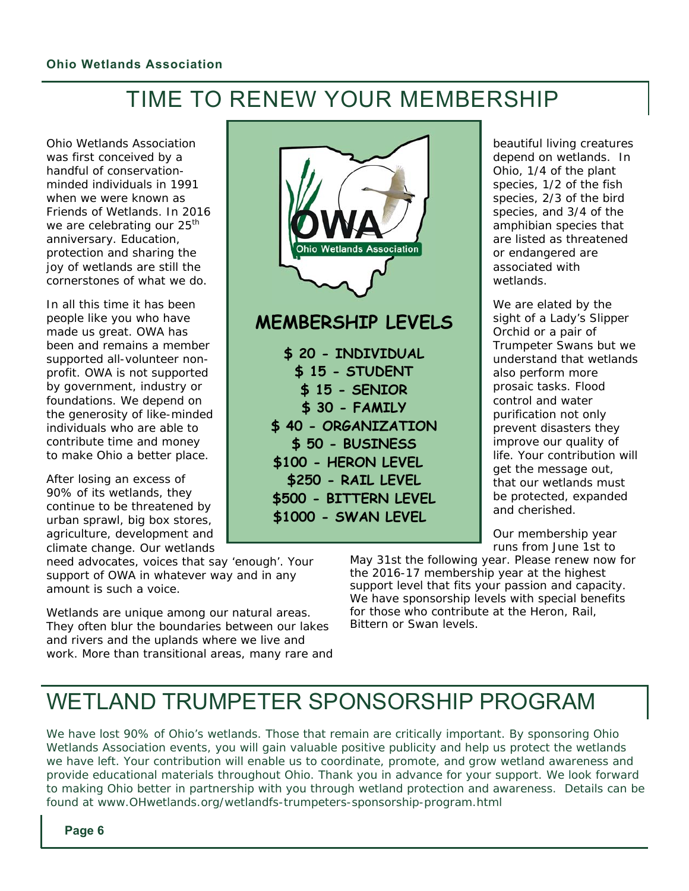# TIME TO RENEW YOUR MEMBERSHIP

Ohio Wetlands Association was first conceived by a handful of conservation-minded individuals in 1991 when we were known as Friends of Wetlands. In 2016 we are celebrating our 25th anniversary. Education, protection and sharing the joy of wetlands are still the cornerstones of what we do.

In all this time it has been people like you who have made us great. OWA has been and remains a member supported all-volunteer non-profit. OWA is not supported by government, industry or foundations. We depend on the generosity of like-minded individuals who are able to contribute time and money to make Ohio a better place.

After losing an excess of 90% of its wetlands, they continue to be threatened by urban sprawl, big box stores, agriculture, development and climate change. Our wetlands need advocates, voices that say 'enough'. Your support of OWA in whatever way and in any amount is such a voice.

Wetlands are unique among our natural areas. They often blur the boundaries between our lakes and rivers and the uplands where we live and work. More than transitional areas, many rare and beautiful living creatures depend on wetlands. In Ohio, 1/4 of the plant species, 1/2 of the fish species, 2/3 of the bird species, and 3/4 of the amphibian species that are listed as threatened or endangered are associated with wetlands.

We are elated by the sight of a Lady's Slipper Orchid or a pair of Trumpeter Swans but we understand that wetlands also perform more prosaic tasks. Flood control and water purification not only prevent disasters they improve our quality of life. Your contribution will get the message out, that our wetlands must be protected, expanded and cherished.

Our membership year runs from June 1st to May 31st the following year. Please renew now for the 2016-17 membership year at the highest support level that fits your passion and capacity. We have sponsorship levels with special benefits for those who contribute at the Heron, Rail, Bittern or Swan levels.

OWA Ohio Wetlands Association

## MEMBERSHIP LEVELS

**$ 20 - INDIVIDUAL**
**$ 15 - STUDENT**
**$ 15 - SENIOR**
**$ 30 - FAMILY**
**$ 40 - ORGANIZATION**
**$ 50 - BUSINESS**
**$100 - HERON LEVEL**
**$250 - RAIL LEVEL**
**$500 - BITTERN LEVEL**
**$1000 - SWAN LEVEL**

# WETLAND TRUMPETER SPONSORSHIP PROGRAM

We have lost 90% of Ohio's wetlands. Those that remain are critically important. By sponsoring Ohio Wetlands Association events, you will gain valuable positive publicity and help us protect the wetlands we have left. Your contribution will enable us to coordinate, promote, and grow wetland awareness and provide educational materials throughout Ohio. Thank you in advance for your support. We look forward to making Ohio better in partnership with you through wetland protection and awareness. Details can be found at www.OHwetlands.org/wetlandfs-trumpeters-sponsorship-program.html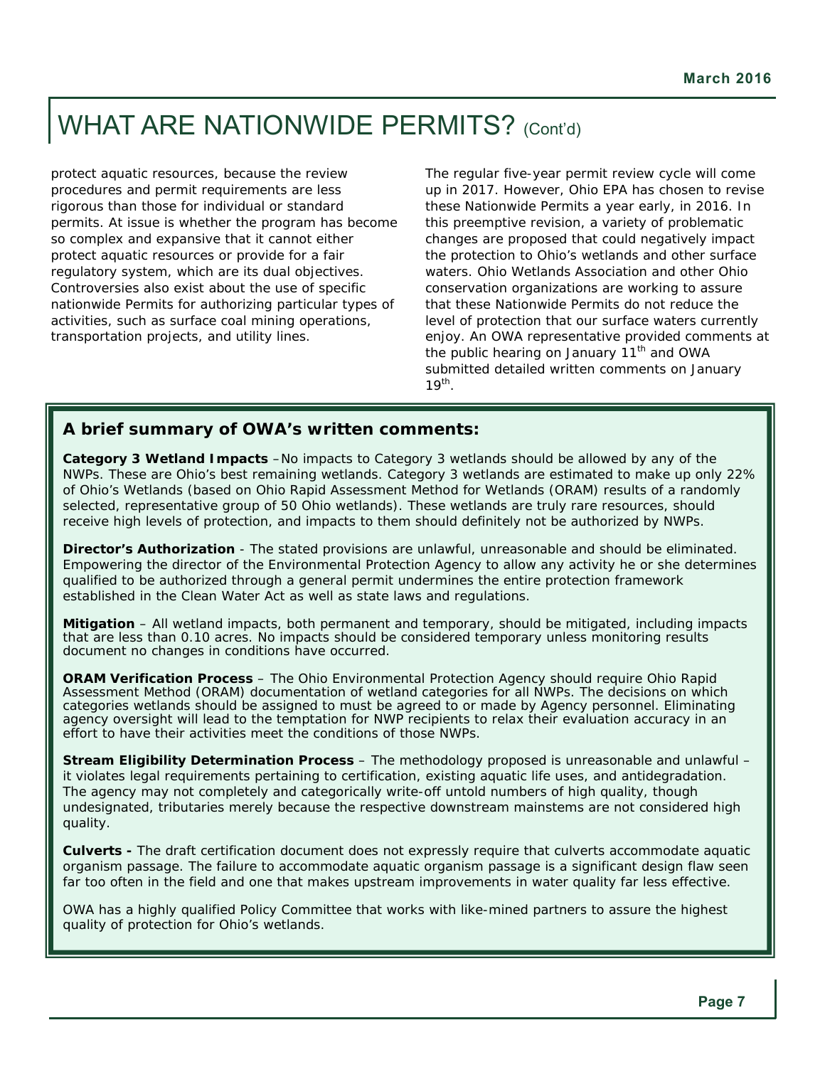# WHAT ARE NATIONWIDE PERMITS? (Cont'd)

protect aquatic resources, because the review procedures and permit requirements are less rigorous than those for individual or standard permits. At issue is whether the program has become so complex and expansive that it cannot either protect aquatic resources or provide for a fair regulatory system, which are its dual objectives. Controversies also exist about the use of specific nationwide Permits for authorizing particular types of activities, such as surface coal mining operations, transportation projects, and utility lines.

The regular five-year permit review cycle will come up in 2017. However, Ohio EPA has chosen to revise these Nationwide Permits a year early, in 2016. In this preemptive revision, a variety of problematic changes are proposed that could negatively impact the protection to Ohio's wetlands and other surface waters. Ohio Wetlands Association and other Ohio conservation organizations are working to assure that these Nationwide Permits do not reduce the level of protection that our surface waters currently enjoy. An OWA representative provided comments at the public hearing on January 11th and OWA submitted detailed written comments on January 19th.

## A brief summary of OWA's written comments:

**Category 3 Wetland Impacts** –No impacts to Category 3 wetlands should be allowed by any of the NWPs. These are Ohio's best remaining wetlands. Category 3 wetlands are estimated to make up only 22% of Ohio's Wetlands (based on Ohio Rapid Assessment Method for Wetlands (ORAM) results of a randomly selected, representative group of 50 Ohio wetlands). These wetlands are truly rare resources, should receive high levels of protection, and impacts to them should definitely not be authorized by NWPs.

**Director's Authorization** - The stated provisions are unlawful, unreasonable and should be eliminated. Empowering the director of the Environmental Protection Agency to allow any activity he or she determines qualified to be authorized through a general permit undermines the entire protection framework established in the Clean Water Act as well as state laws and regulations.

**Mitigation** – All wetland impacts, both permanent and temporary, should be mitigated, including impacts that are less than 0.10 acres. No impacts should be considered temporary unless monitoring results document no changes in conditions have occurred.

**ORAM Verification Process** – The Ohio Environmental Protection Agency should require Ohio Rapid Assessment Method (ORAM) documentation of wetland categories for all NWPs. The decisions on which categories wetlands should be assigned to must be agreed to or made by Agency personnel. Eliminating agency oversight will lead to the temptation for NWP recipients to relax their evaluation accuracy in an effort to have their activities meet the conditions of those NWPs.

**Stream Eligibility Determination Process** – The methodology proposed is unreasonable and unlawful – it violates legal requirements pertaining to certification, existing aquatic life uses, and antidegradation. The agency may not completely and categorically write-off untold numbers of high quality, though undesignated, tributaries merely because the respective downstream mainstems are not considered high quality.

**Culverts -** The draft certification document does not expressly require that culverts accommodate aquatic organism passage. The failure to accommodate aquatic organism passage is a significant design flaw seen far too often in the field and one that makes upstream improvements in water quality far less effective.

OWA has a highly qualified Policy Committee that works with like-mined partners to assure the highest quality of protection for Ohio's wetlands.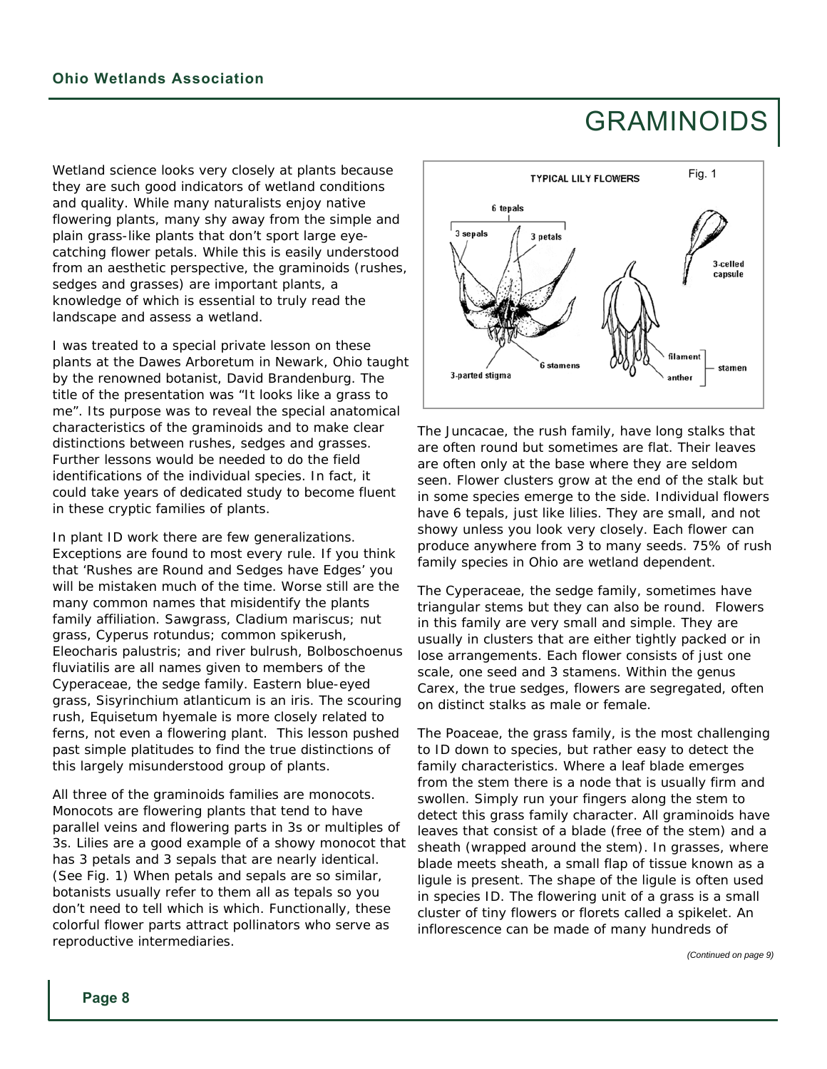# GRAMINOIDS

Wetland science looks very closely at plants because they are such good indicators of wetland conditions and quality. While many naturalists enjoy native flowering plants, many shy away from the simple and plain grass-like plants that don't sport large eye-catching flower petals. While this is easily understood from an aesthetic perspective, the graminoids (rushes, sedges and grasses) are important plants, a knowledge of which is essential to truly read the landscape and assess a wetland.

I was treated to a special private lesson on these plants at the Dawes Arboretum in Newark, Ohio taught by the renowned botanist, David Brandenburg. The title of the presentation was "It looks like a grass to me". Its purpose was to reveal the special anatomical characteristics of the graminoids and to make clear distinctions between rushes, sedges and grasses. Further lessons would be needed to do the field identifications of the individual species. In fact, it could take years of dedicated study to become fluent in these cryptic families of plants.

In plant ID work there are few generalizations. Exceptions are found to most every rule. If you think that 'Rushes are Round and Sedges have Edges' you will be mistaken much of the time. Worse still are the many common names that misidentify the plants family affiliation. Sawgrass, Cladium mariscus; nut grass, Cyperus rotundus; common spikerush, Eleocharis palustris; and river bulrush, Bolboschoenus fluviatilis are all names given to members of the Cyperaceae, the sedge family. Eastern blue-eyed grass, Sisyrinchium atlanticum is an iris. The scouring rush, Equisetum hyemale is more closely related to ferns, not even a flowering plant. This lesson pushed past simple platitudes to find the true distinctions of this largely misunderstood group of plants.

All three of the graminoids families are monocots. Monocots are flowering plants that tend to have parallel veins and flowering parts in 3s or multiples of 3s. Lilies are a good example of a showy monocot that has 3 petals and 3 sepals that are nearly identical. (See Fig. 1) When petals and sepals are so similar, botanists usually refer to them all as tepals so you don't need to tell which is which. Functionally, these colorful flower parts attract pollinators who serve as reproductive intermediaries.

TYPICAL LILY FLOWERS — Fig. 1

6 tepals; 3 sepals; 3 petals; 3-parted stigma; 6 stamens; 3-celled capsule; filament; anther; stamen

The Juncacae, the rush family, have long stalks that are often round but sometimes are flat. Their leaves are often only at the base where they are seldom seen. Flower clusters grow at the end of the stalk but in some species emerge to the side. Individual flowers have 6 tepals, just like lilies. They are small, and not showy unless you look very closely. Each flower can produce anywhere from 3 to many seeds. 75% of rush family species in Ohio are wetland dependent.

The Cyperaceae, the sedge family, sometimes have triangular stems but they can also be round. Flowers in this family are very small and simple. They are usually in clusters that are either tightly packed or in lose arrangements. Each flower consists of just one scale, one seed and 3 stamens. Within the genus Carex, the true sedges, flowers are segregated, often on distinct stalks as male or female.

The Poaceae, the grass family, is the most challenging to ID down to species, but rather easy to detect the family characteristics. Where a leaf blade emerges from the stem there is a node that is usually firm and swollen. Simply run your fingers along the stem to detect this grass family character. All graminoids have leaves that consist of a blade (free of the stem) and a sheath (wrapped around the stem). In grasses, where blade meets sheath, a small flap of tissue known as a ligule is present. The shape of the ligule is often used in species ID. The flowering unit of a grass is a small cluster of tiny flowers or florets called a spikelet. An inflorescence can be made of many hundreds of

*(Continued on page 9)*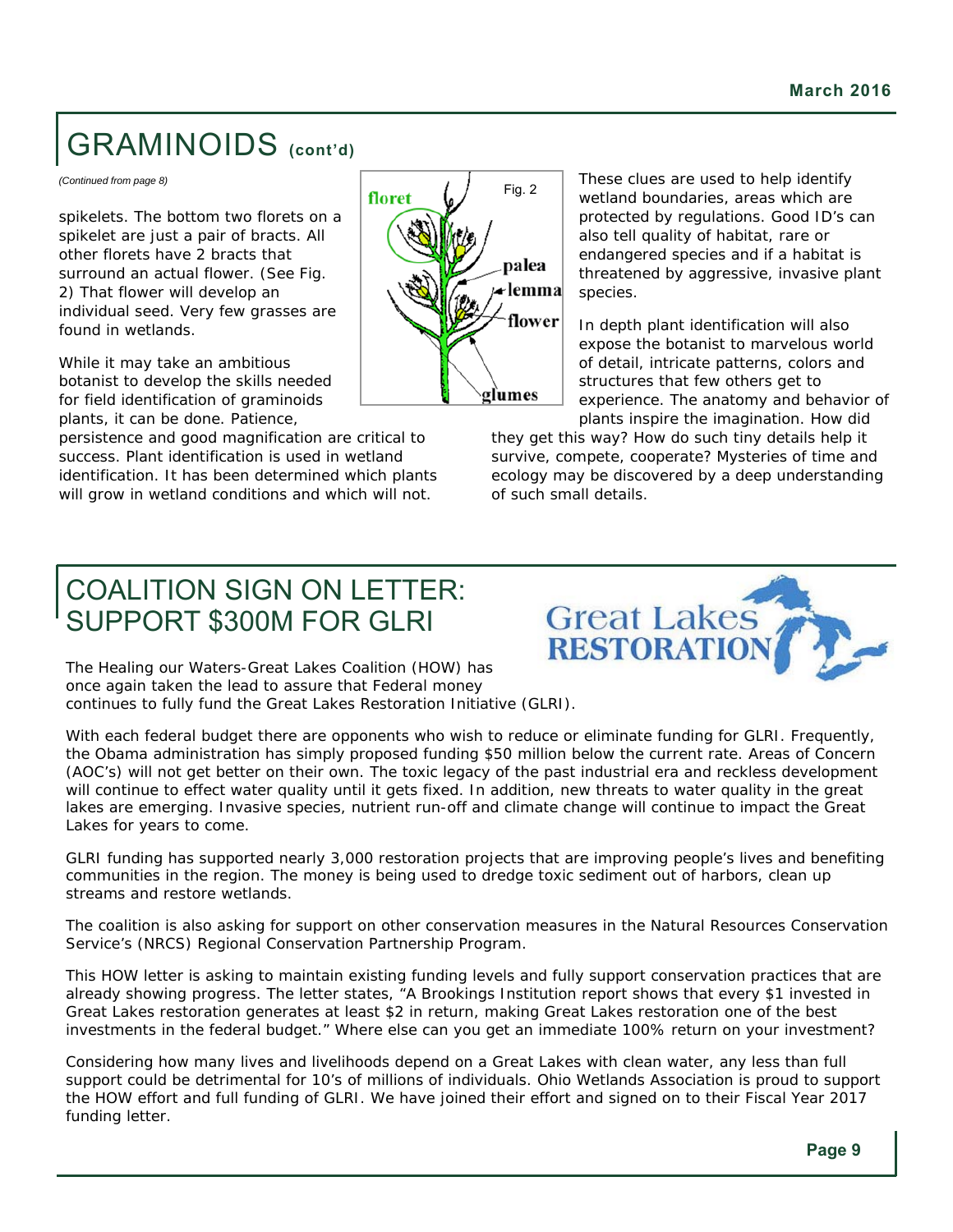# GRAMINOIDS (cont'd)

*(Continued from page 8)*

spikelets. The bottom two florets on a spikelet are just a pair of bracts. All other florets have 2 bracts that surround an actual flower. (See Fig. 2) That flower will develop an individual seed. Very few grasses are found in wetlands.

While it may take an ambitious botanist to develop the skills needed for field identification of graminoids plants, it can be done. Patience, persistence and good magnification are critical to success. Plant identification is used in wetland identification. It has been determined which plants will grow in wetland conditions and which will not.

These clues are used to help identify wetland boundaries, areas which are protected by regulations. Good ID's can also tell quality of habitat, rare or endangered species and if a habitat is threatened by aggressive, invasive plant species.

In depth plant identification will also expose the botanist to marvelous world of detail, intricate patterns, colors and structures that few others get to experience. The anatomy and behavior of plants inspire the imagination. How did they get this way? How do such tiny details help it survive, compete, cooperate? Mysteries of time and ecology may be discovered by a deep understanding of such small details.

# COALITION SIGN ON LETTER: SUPPORT $300M FOR GLRI

The Healing our Waters-Great Lakes Coalition (HOW) has once again taken the lead to assure that Federal money continues to fully fund the Great Lakes Restoration Initiative (GLRI).

With each federal budget there are opponents who wish to reduce or eliminate funding for GLRI. Frequently, the Obama administration has simply proposed funding $50 million below the current rate. Areas of Concern (AOC's) will not get better on their own. The toxic legacy of the past industrial era and reckless development will continue to effect water quality until it gets fixed. In addition, new threats to water quality in the great lakes are emerging. Invasive species, nutrient run-off and climate change will continue to impact the Great Lakes for years to come.

GLRI funding has supported nearly 3,000 restoration projects that are improving people's lives and benefiting communities in the region. The money is being used to dredge toxic sediment out of harbors, clean up streams and restore wetlands.

The coalition is also asking for support on other conservation measures in the Natural Resources Conservation Service's (NRCS) Regional Conservation Partnership Program.

This HOW letter is asking to maintain existing funding levels and fully support conservation practices that are already showing progress. The letter states, "A Brookings Institution report shows that every $1 invested in Great Lakes restoration generates at least $2 in return, making Great Lakes restoration one of the best investments in the federal budget." Where else can you get an immediate 100% return on your investment?

Considering how many lives and livelihoods depend on a Great Lakes with clean water, any less than full support could be detrimental for 10's of millions of individuals. Ohio Wetlands Association is proud to support the HOW effort and full funding of GLRI. We have joined their effort and signed on to their Fiscal Year 2017 funding letter.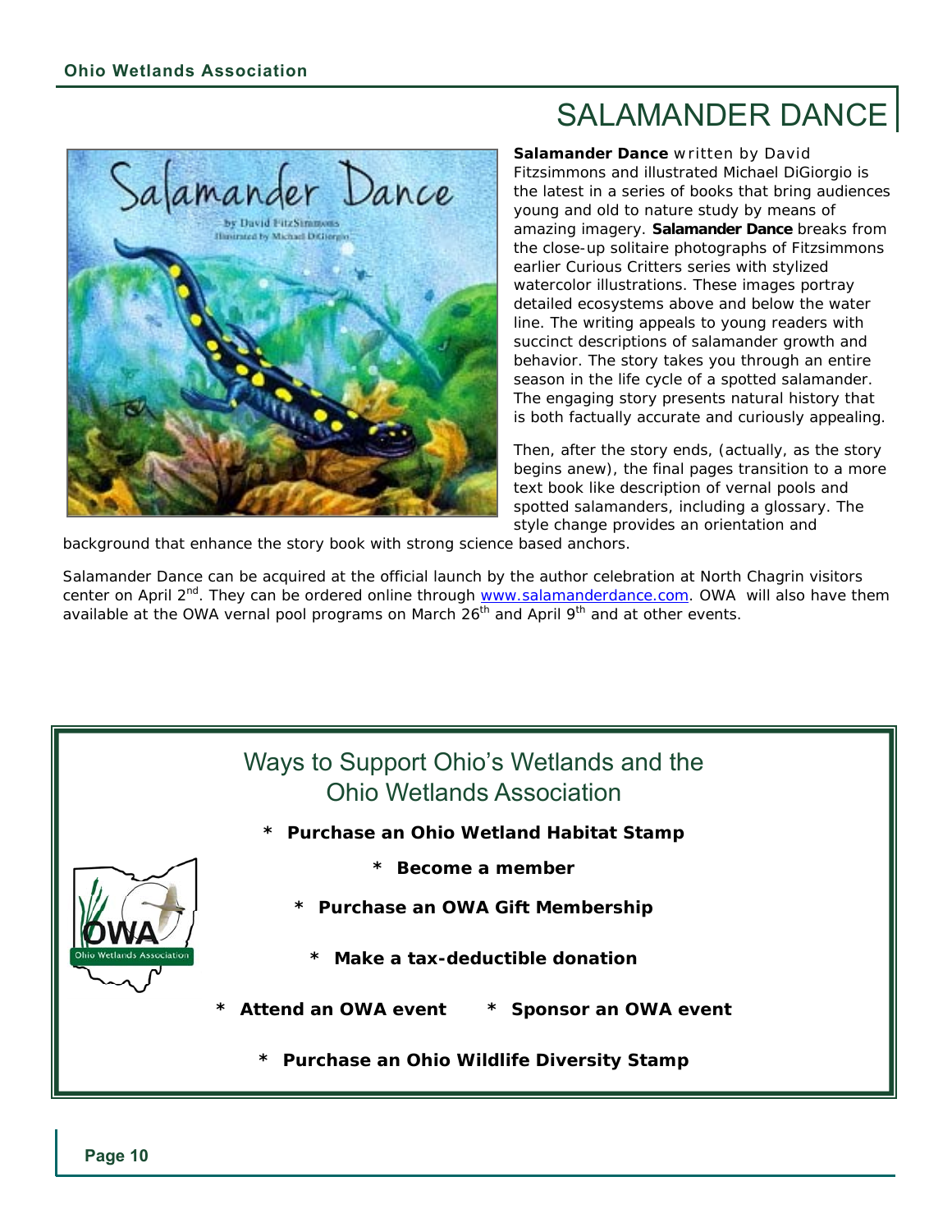# SALAMANDER DANCE

**Salamander Dance** written by David Fitzsimmons and illustrated Michael DiGiorgio is the latest in a series of books that bring audiences young and old to nature study by means of amazing imagery. **Salamander Dance** breaks from the close-up solitaire photographs of Fitzsimmons earlier Curious Critters series with stylized watercolor illustrations. These images portray detailed ecosystems above and below the water line. The writing appeals to young readers with succinct descriptions of salamander growth and behavior. The story takes you through an entire season in the life cycle of a spotted salamander. The engaging story presents natural history that is both factually accurate and curiously appealing.

Then, after the story ends, (actually, as the story begins anew), the final pages transition to a more text book like description of vernal pools and spotted salamanders, including a glossary. The style change provides an orientation and background that enhance the story book with strong science based anchors.

Salamander Dance can be acquired at the official launch by the author celebration at North Chagrin visitors center on April 2nd. They can be ordered online through www.salamanderdance.com. OWA will also have them available at the OWA vernal pool programs on March 26th and April 9th and at other events.

## Ways to Support Ohio's Wetlands and the Ohio Wetlands Association

- **Purchase an Ohio Wetland Habitat Stamp**
- **Become a member**
- **Purchase an OWA Gift Membership**
- **Make a tax-deductible donation**
- **Attend an OWA event**
- **Sponsor an OWA event**
- **Purchase an Ohio Wildlife Diversity Stamp**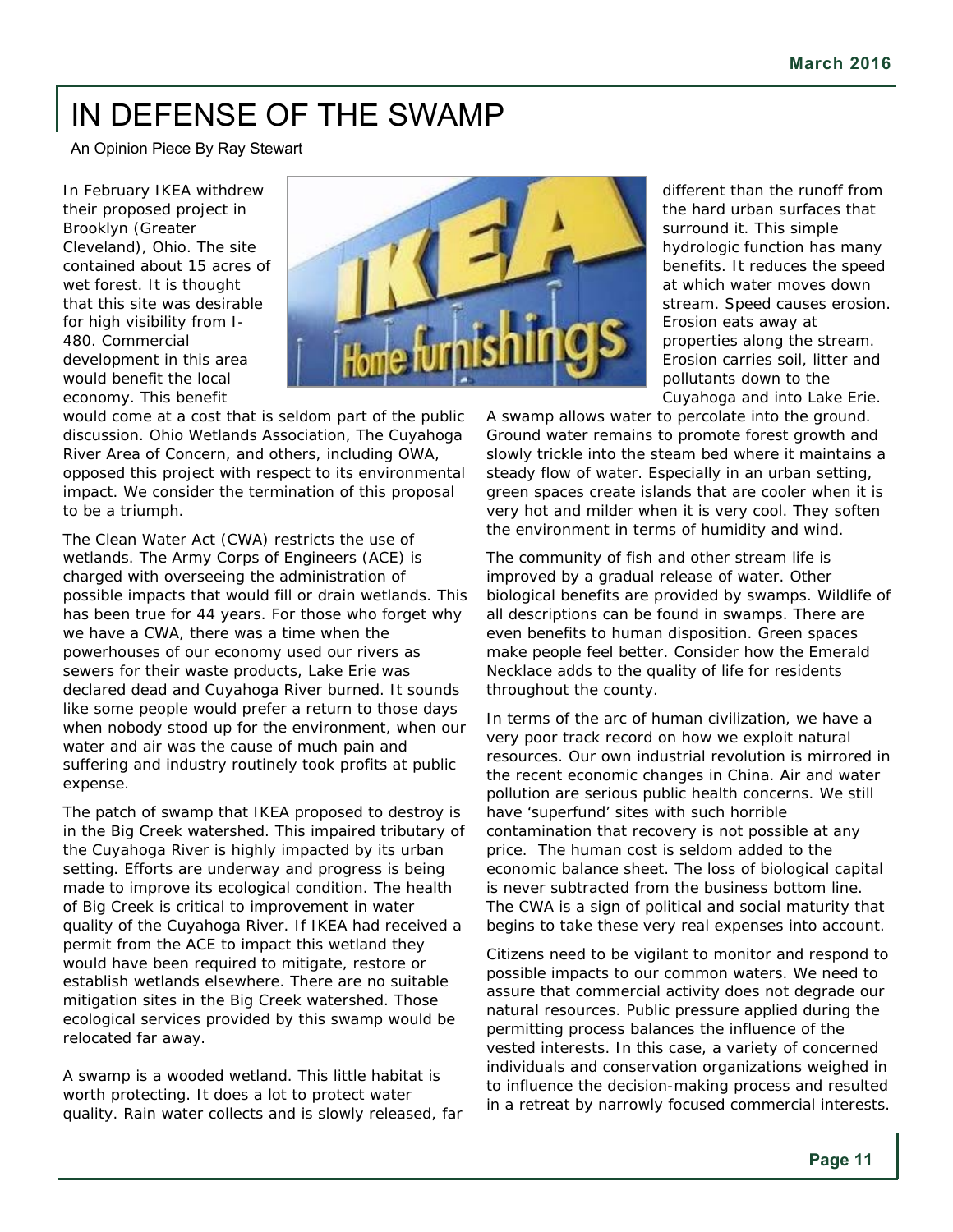# IN DEFENSE OF THE SWAMP

An Opinion Piece By Ray Stewart

In February IKEA withdrew their proposed project in Brooklyn (Greater Cleveland), Ohio. The site contained about 15 acres of wet forest. It is thought that this site was desirable for high visibility from I-480. Commercial development in this area would benefit the local economy. This benefit would come at a cost that is seldom part of the public discussion. Ohio Wetlands Association, The Cuyahoga River Area of Concern, and others, including OWA, opposed this project with respect to its environmental impact. We consider the termination of this proposal to be a triumph.

The Clean Water Act (CWA) restricts the use of wetlands. The Army Corps of Engineers (ACE) is charged with overseeing the administration of possible impacts that would fill or drain wetlands. This has been true for 44 years. For those who forget why we have a CWA, there was a time when the powerhouses of our economy used our rivers as sewers for their waste products, Lake Erie was declared dead and Cuyahoga River burned. It sounds like some people would prefer a return to those days when nobody stood up for the environment, when our water and air was the cause of much pain and suffering and industry routinely took profits at public expense.

The patch of swamp that IKEA proposed to destroy is in the Big Creek watershed. This impaired tributary of the Cuyahoga River is highly impacted by its urban setting. Efforts are underway and progress is being made to improve its ecological condition. The health of Big Creek is critical to improvement in water quality of the Cuyahoga River. If IKEA had received a permit from the ACE to impact this wetland they would have been required to mitigate, restore or establish wetlands elsewhere. There are no suitable mitigation sites in the Big Creek watershed. Those ecological services provided by this swamp would be relocated far away.

A swamp is a wooded wetland. This little habitat is worth protecting. It does a lot to protect water quality. Rain water collects and is slowly released, far different than the runoff from the hard urban surfaces that surround it. This simple hydrologic function has many benefits. It reduces the speed at which water moves down stream. Speed causes erosion. Erosion eats away at properties along the stream. Erosion carries soil, litter and pollutants down to the Cuyahoga and into Lake Erie. A swamp allows water to percolate into the ground. Ground water remains to promote forest growth and slowly trickle into the steam bed where it maintains a steady flow of water. Especially in an urban setting, green spaces create islands that are cooler when it is very hot and milder when it is very cool. They soften the environment in terms of humidity and wind.

The community of fish and other stream life is improved by a gradual release of water. Other biological benefits are provided by swamps. Wildlife of all descriptions can be found in swamps. There are even benefits to human disposition. Green spaces make people feel better. Consider how the Emerald Necklace adds to the quality of life for residents throughout the county.

In terms of the arc of human civilization, we have a very poor track record on how we exploit natural resources. Our own industrial revolution is mirrored in the recent economic changes in China. Air and water pollution are serious public health concerns. We still have 'superfund' sites with such horrible contamination that recovery is not possible at any price. The human cost is seldom added to the economic balance sheet. The loss of biological capital is never subtracted from the business bottom line. The CWA is a sign of political and social maturity that begins to take these very real expenses into account.

Citizens need to be vigilant to monitor and respond to possible impacts to our common waters. We need to assure that commercial activity does not degrade our natural resources. Public pressure applied during the permitting process balances the influence of the vested interests. In this case, a variety of concerned individuals and conservation organizations weighed in to influence the decision-making process and resulted in a retreat by narrowly focused commercial interests.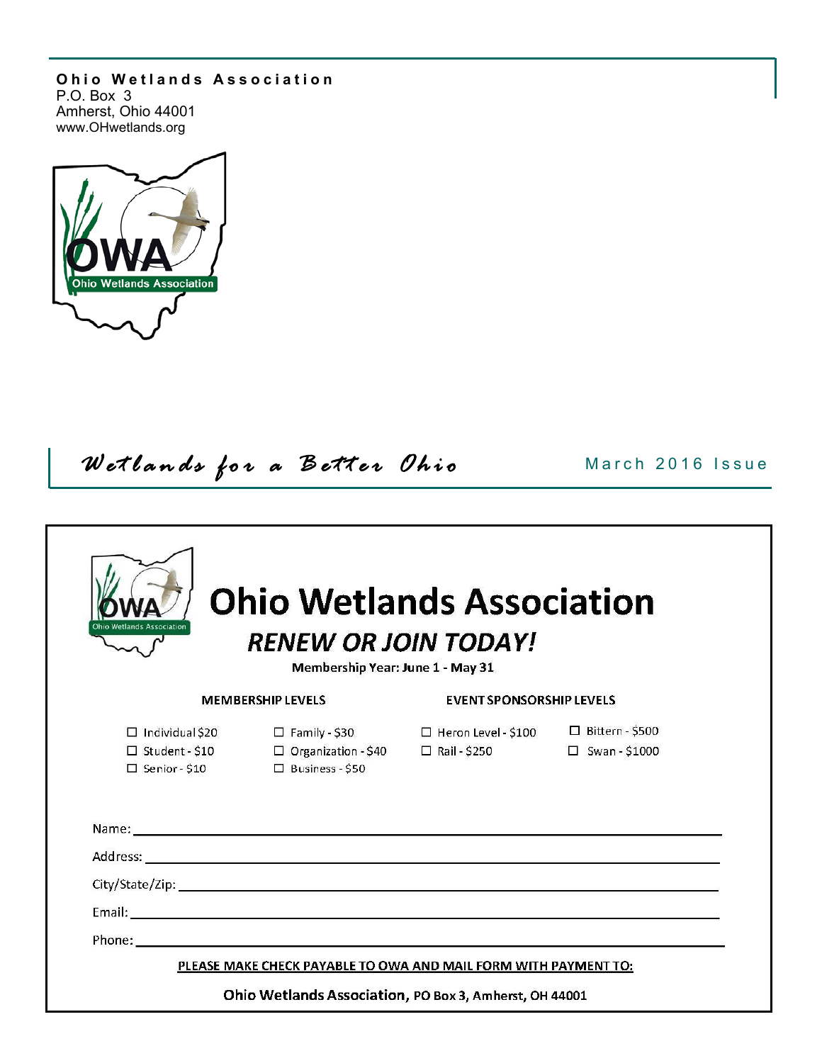**Ohio Wetlands Association**
P.O. Box 3
Amherst, Ohio 44001
www.OHwetlands.org

*Wetlands for a Better Ohio*

March 2016 Issue

# Ohio Wetlands Association

## *RENEW OR JOIN TODAY!*

**Membership Year: June 1 - May 31**

| MEMBERSHIP LEVELS | | EVENT SPONSORSHIP LEVELS | |
|---|---|---|---|
| ☐ Individual $20 | ☐ Family - $30 | ☐ Heron Level - $100 | ☐ Bittern - $500 |
| ☐ Student - $10 | ☐ Organization - $40 | ☐ Rail - $250 | ☐ Swan - $1000 |
| ☐ Senior - $10 | ☐ Business - $50 | | |

Name: ____________________

Address: ____________________

City/State/Zip: ____________________

Email: ____________________

Phone: ____________________

PLEASE MAKE CHECK PAYABLE TO OWA AND MAIL FORM WITH PAYMENT TO:

**Ohio Wetlands Association,** PO Box 3, Amherst, OH 44001